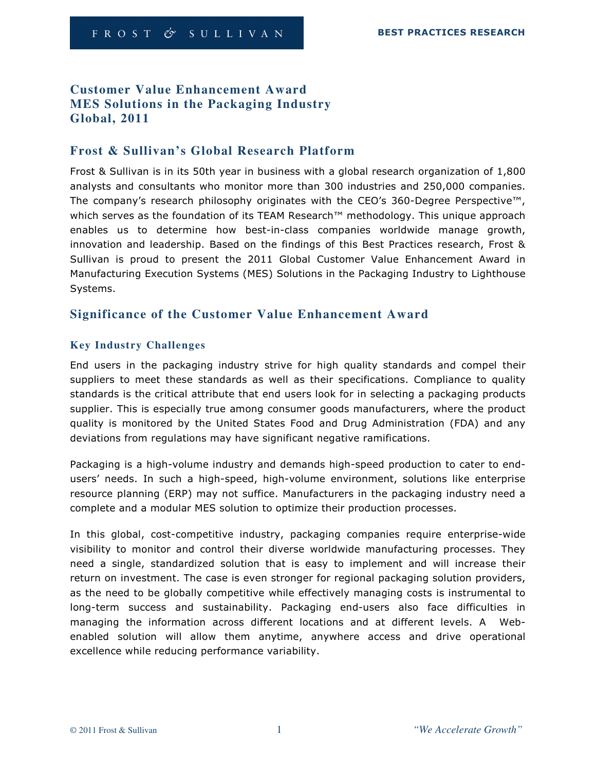# Customer Value Enhancement Award
# MES Solutions in the Packaging Industry
# Global, 2011

## Frost & Sullivan's Global Research Platform

Frost & Sullivan is in its 50th year in business with a global research organization of 1,800 analysts and consultants who monitor more than 300 industries and 250,000 companies. The company's research philosophy originates with the CEO's 360-Degree Perspective™, which serves as the foundation of its TEAM Research™ methodology. This unique approach enables us to determine how best-in-class companies worldwide manage growth, innovation and leadership. Based on the findings of this Best Practices research, Frost & Sullivan is proud to present the 2011 Global Customer Value Enhancement Award in Manufacturing Execution Systems (MES) Solutions in the Packaging Industry to Lighthouse Systems.

## Significance of the Customer Value Enhancement Award

### Key Industry Challenges

End users in the packaging industry strive for high quality standards and compel their suppliers to meet these standards as well as their specifications. Compliance to quality standards is the critical attribute that end users look for in selecting a packaging products supplier. This is especially true among consumer goods manufacturers, where the product quality is monitored by the United States Food and Drug Administration (FDA) and any deviations from regulations may have significant negative ramifications.

Packaging is a high-volume industry and demands high-speed production to cater to end-users' needs. In such a high-speed, high-volume environment, solutions like enterprise resource planning (ERP) may not suffice. Manufacturers in the packaging industry need a complete and a modular MES solution to optimize their production processes.

In this global, cost-competitive industry, packaging companies require enterprise-wide visibility to monitor and control their diverse worldwide manufacturing processes. They need a single, standardized solution that is easy to implement and will increase their return on investment. The case is even stronger for regional packaging solution providers, as the need to be globally competitive while effectively managing costs is instrumental to long-term success and sustainability. Packaging end-users also face difficulties in managing the information across different locations and at different levels. A Web-enabled solution will allow them anytime, anywhere access and drive operational excellence while reducing performance variability.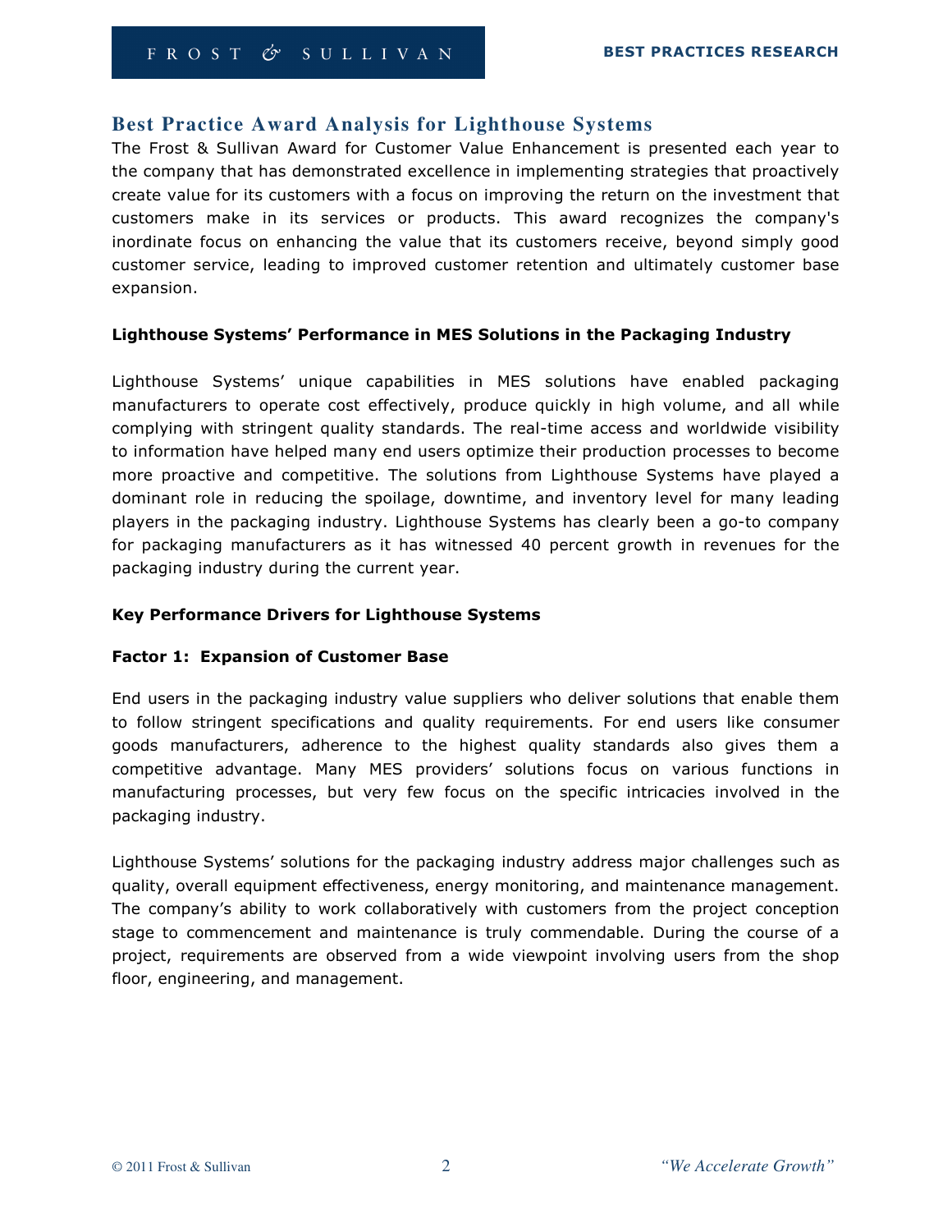## Best Practice Award Analysis for Lighthouse Systems

The Frost & Sullivan Award for Customer Value Enhancement is presented each year to the company that has demonstrated excellence in implementing strategies that proactively create value for its customers with a focus on improving the return on the investment that customers make in its services or products. This award recognizes the company's inordinate focus on enhancing the value that its customers receive, beyond simply good customer service, leading to improved customer retention and ultimately customer base expansion.

### Lighthouse Systems' Performance in MES Solutions in the Packaging Industry

Lighthouse Systems' unique capabilities in MES solutions have enabled packaging manufacturers to operate cost effectively, produce quickly in high volume, and all while complying with stringent quality standards. The real-time access and worldwide visibility to information have helped many end users optimize their production processes to become more proactive and competitive. The solutions from Lighthouse Systems have played a dominant role in reducing the spoilage, downtime, and inventory level for many leading players in the packaging industry. Lighthouse Systems has clearly been a go-to company for packaging manufacturers as it has witnessed 40 percent growth in revenues for the packaging industry during the current year.

### Key Performance Drivers for Lighthouse Systems

#### Factor 1: Expansion of Customer Base

End users in the packaging industry value suppliers who deliver solutions that enable them to follow stringent specifications and quality requirements. For end users like consumer goods manufacturers, adherence to the highest quality standards also gives them a competitive advantage. Many MES providers' solutions focus on various functions in manufacturing processes, but very few focus on the specific intricacies involved in the packaging industry.

Lighthouse Systems' solutions for the packaging industry address major challenges such as quality, overall equipment effectiveness, energy monitoring, and maintenance management. The company's ability to work collaboratively with customers from the project conception stage to commencement and maintenance is truly commendable. During the course of a project, requirements are observed from a wide viewpoint involving users from the shop floor, engineering, and management.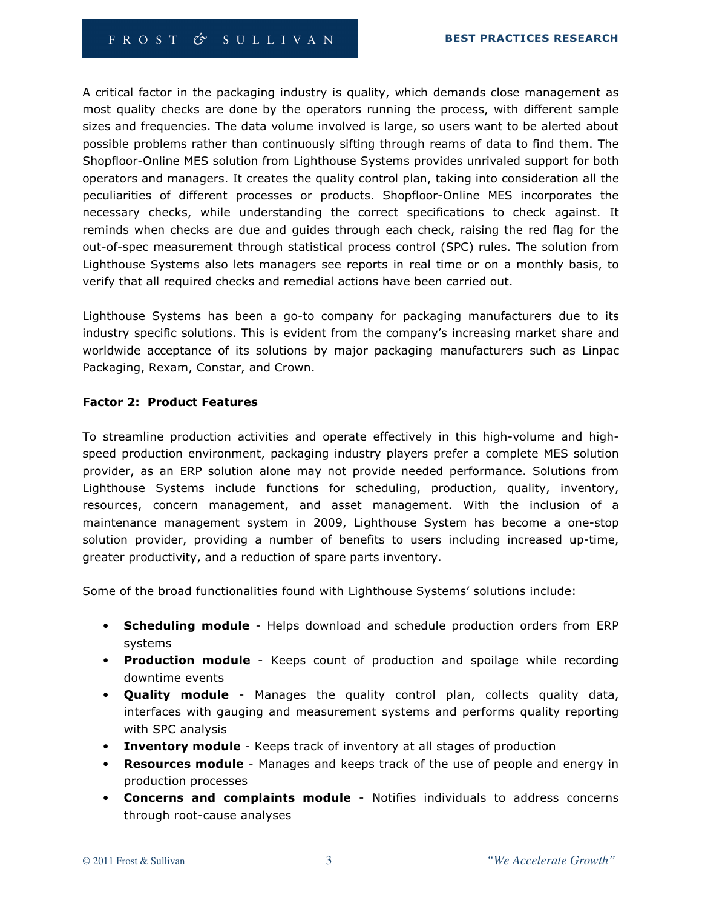A critical factor in the packaging industry is quality, which demands close management as most quality checks are done by the operators running the process, with different sample sizes and frequencies. The data volume involved is large, so users want to be alerted about possible problems rather than continuously sifting through reams of data to find them. The Shopfloor-Online MES solution from Lighthouse Systems provides unrivaled support for both operators and managers. It creates the quality control plan, taking into consideration all the peculiarities of different processes or products. Shopfloor-Online MES incorporates the necessary checks, while understanding the correct specifications to check against. It reminds when checks are due and guides through each check, raising the red flag for the out-of-spec measurement through statistical process control (SPC) rules. The solution from Lighthouse Systems also lets managers see reports in real time or on a monthly basis, to verify that all required checks and remedial actions have been carried out.

Lighthouse Systems has been a go-to company for packaging manufacturers due to its industry specific solutions. This is evident from the company's increasing market share and worldwide acceptance of its solutions by major packaging manufacturers such as Linpac Packaging, Rexam, Constar, and Crown.

**Factor 2: Product Features**

To streamline production activities and operate effectively in this high-volume and high-speed production environment, packaging industry players prefer a complete MES solution provider, as an ERP solution alone may not provide needed performance. Solutions from Lighthouse Systems include functions for scheduling, production, quality, inventory, resources, concern management, and asset management. With the inclusion of a maintenance management system in 2009, Lighthouse System has become a one-stop solution provider, providing a number of benefits to users including increased up-time, greater productivity, and a reduction of spare parts inventory.

Some of the broad functionalities found with Lighthouse Systems' solutions include:

- **Scheduling module** - Helps download and schedule production orders from ERP systems
- **Production module** - Keeps count of production and spoilage while recording downtime events
- **Quality module** - Manages the quality control plan, collects quality data, interfaces with gauging and measurement systems and performs quality reporting with SPC analysis
- **Inventory module** - Keeps track of inventory at all stages of production
- **Resources module** - Manages and keeps track of the use of people and energy in production processes
- **Concerns and complaints module** - Notifies individuals to address concerns through root-cause analyses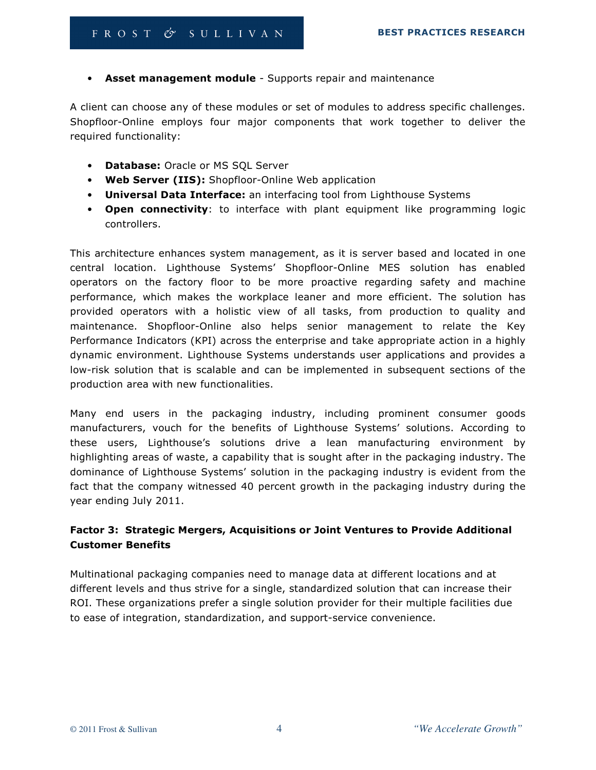- **Asset management module** - Supports repair and maintenance

A client can choose any of these modules or set of modules to address specific challenges. Shopfloor-Online employs four major components that work together to deliver the required functionality:

- **Database:** Oracle or MS SQL Server
- **Web Server (IIS):** Shopfloor-Online Web application
- **Universal Data Interface:** an interfacing tool from Lighthouse Systems
- **Open connectivity**: to interface with plant equipment like programming logic controllers.

This architecture enhances system management, as it is server based and located in one central location. Lighthouse Systems' Shopfloor-Online MES solution has enabled operators on the factory floor to be more proactive regarding safety and machine performance, which makes the workplace leaner and more efficient. The solution has provided operators with a holistic view of all tasks, from production to quality and maintenance. Shopfloor-Online also helps senior management to relate the Key Performance Indicators (KPI) across the enterprise and take appropriate action in a highly dynamic environment. Lighthouse Systems understands user applications and provides a low-risk solution that is scalable and can be implemented in subsequent sections of the production area with new functionalities.

Many end users in the packaging industry, including prominent consumer goods manufacturers, vouch for the benefits of Lighthouse Systems' solutions. According to these users, Lighthouse's solutions drive a lean manufacturing environment by highlighting areas of waste, a capability that is sought after in the packaging industry. The dominance of Lighthouse Systems' solution in the packaging industry is evident from the fact that the company witnessed 40 percent growth in the packaging industry during the year ending July 2011.

**Factor 3: Strategic Mergers, Acquisitions or Joint Ventures to Provide Additional Customer Benefits**

Multinational packaging companies need to manage data at different locations and at different levels and thus strive for a single, standardized solution that can increase their ROI. These organizations prefer a single solution provider for their multiple facilities due to ease of integration, standardization, and support-service convenience.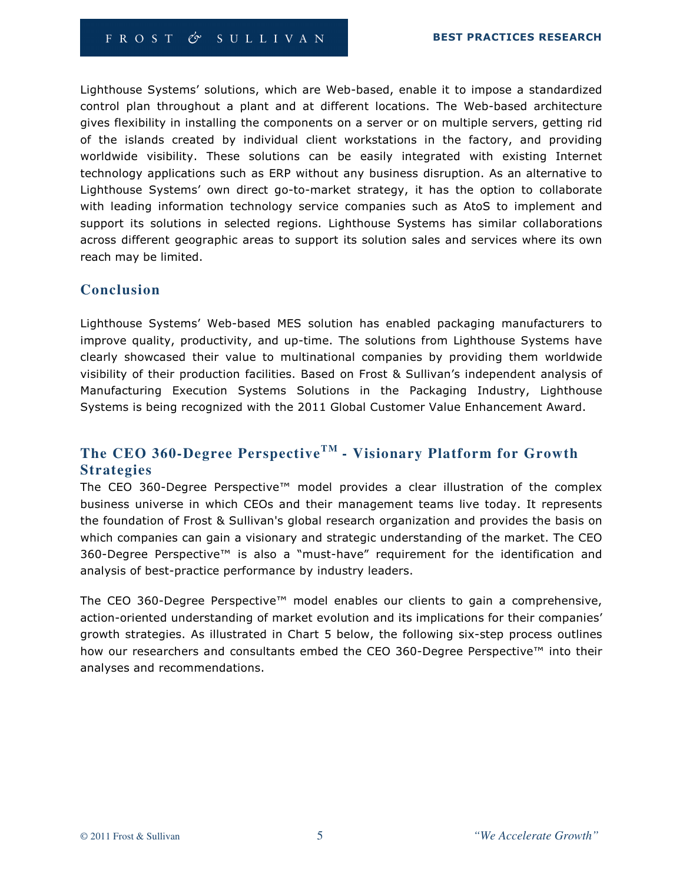Lighthouse Systems' solutions, which are Web-based, enable it to impose a standardized control plan throughout a plant and at different locations. The Web-based architecture gives flexibility in installing the components on a server or on multiple servers, getting rid of the islands created by individual client workstations in the factory, and providing worldwide visibility. These solutions can be easily integrated with existing Internet technology applications such as ERP without any business disruption. As an alternative to Lighthouse Systems' own direct go-to-market strategy, it has the option to collaborate with leading information technology service companies such as AtoS to implement and support its solutions in selected regions. Lighthouse Systems has similar collaborations across different geographic areas to support its solution sales and services where its own reach may be limited.

## Conclusion

Lighthouse Systems' Web-based MES solution has enabled packaging manufacturers to improve quality, productivity, and up-time. The solutions from Lighthouse Systems have clearly showcased their value to multinational companies by providing them worldwide visibility of their production facilities. Based on Frost & Sullivan's independent analysis of Manufacturing Execution Systems Solutions in the Packaging Industry, Lighthouse Systems is being recognized with the 2011 Global Customer Value Enhancement Award.

## The CEO 360-Degree Perspective™ - Visionary Platform for Growth Strategies

The CEO 360-Degree Perspective™ model provides a clear illustration of the complex business universe in which CEOs and their management teams live today. It represents the foundation of Frost & Sullivan's global research organization and provides the basis on which companies can gain a visionary and strategic understanding of the market. The CEO 360-Degree Perspective™ is also a "must-have" requirement for the identification and analysis of best-practice performance by industry leaders.

The CEO 360-Degree Perspective™ model enables our clients to gain a comprehensive, action-oriented understanding of market evolution and its implications for their companies' growth strategies. As illustrated in Chart 5 below, the following six-step process outlines how our researchers and consultants embed the CEO 360-Degree Perspective™ into their analyses and recommendations.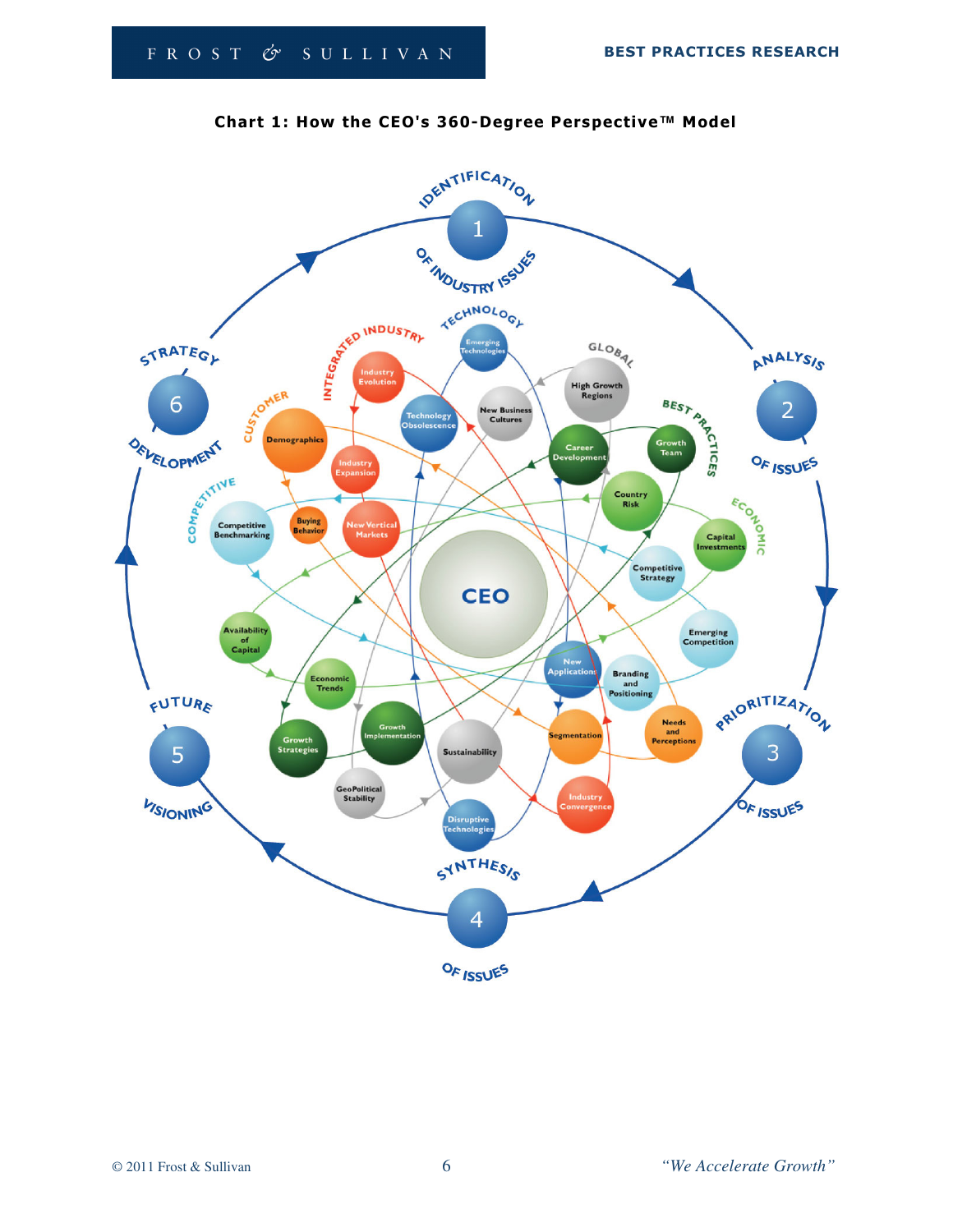**Chart 1: How the CEO's 360-Degree Perspective™ Model**

1 IDENTIFICATION OF INDUSTRY ISSUES

2 ANALYSIS OF ISSUES

3 PRIORITIZATION OF ISSUES

4 SYNTHESIS OF ISSUES

5 FUTURE VISIONING

6 STRATEGY DEVELOPMENT

CEO

TECHNOLOGY: Emerging Technologies, Technology Obsolescence, New Applications, Disruptive Technologies

GLOBAL: High Growth Regions, New Business Cultures, Sustainability, GeoPolitical Stability

BEST PRACTICES: Growth Team, Career Development, Growth Implementation, Growth Strategies

ECONOMIC: Capital Investments, Country Risk, Economic Trends, Availability of Capital

COMPETITIVE: Competitive Benchmarking, Competitive Strategy, Emerging Competition, Branding and Positioning

CUSTOMER: Demographics, Buying Behavior, Segmentation, Needs and Perceptions

INTEGRATED INDUSTRY: Industry Evolution, Industry Expansion, New Vertical Markets, Industry Convergence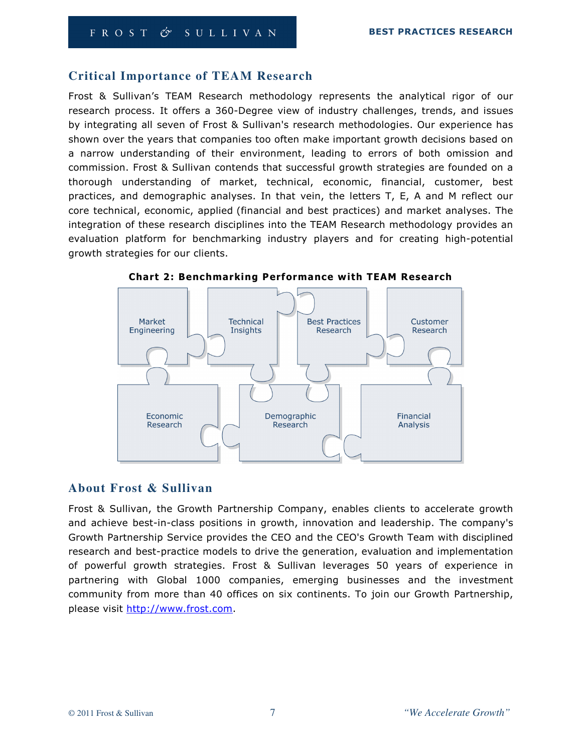## Critical Importance of TEAM Research

Frost & Sullivan's TEAM Research methodology represents the analytical rigor of our research process. It offers a 360-Degree view of industry challenges, trends, and issues by integrating all seven of Frost & Sullivan's research methodologies. Our experience has shown over the years that companies too often make important growth decisions based on a narrow understanding of their environment, leading to errors of both omission and commission. Frost & Sullivan contends that successful growth strategies are founded on a thorough understanding of market, technical, economic, financial, customer, best practices, and demographic analyses. In that vein, the letters T, E, A and M reflect our core technical, economic, applied (financial and best practices) and market analyses. The integration of these research disciplines into the TEAM Research methodology provides an evaluation platform for benchmarking industry players and for creating high-potential growth strategies for our clients.

**Chart 2: Benchmarking Performance with TEAM Research**

Market Engineering

Technical Insights

Best Practices Research

Customer Research

Economic Research

Demographic Research

Financial Analysis

## About Frost & Sullivan

Frost & Sullivan, the Growth Partnership Company, enables clients to accelerate growth and achieve best-in-class positions in growth, innovation and leadership. The company's Growth Partnership Service provides the CEO and the CEO's Growth Team with disciplined research and best-practice models to drive the generation, evaluation and implementation of powerful growth strategies. Frost & Sullivan leverages 50 years of experience in partnering with Global 1000 companies, emerging businesses and the investment community from more than 40 offices on six continents. To join our Growth Partnership, please visit [http://www.frost.com](http://www.frost.com).